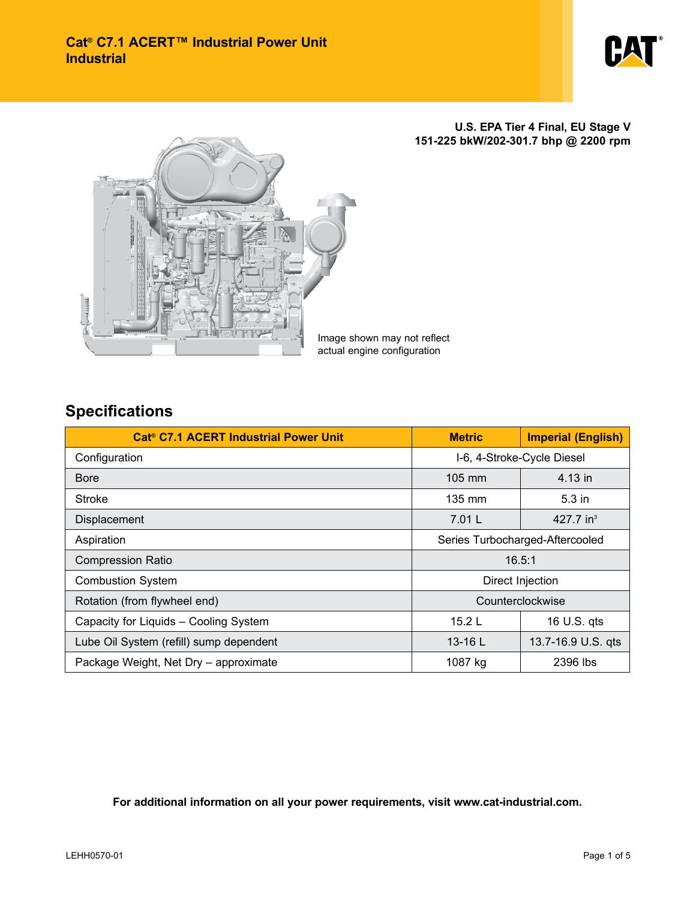# Cat® C7.1 ACERT™ Industrial Power Unit
## Industrial

**U.S. EPA Tier 4 Final, EU Stage V**
**151-225 bkW/202-301.7 bhp @ 2200 rpm**

Image shown may not reflect actual engine configuration

## Specifications

| Cat® C7.1 ACERT Industrial Power Unit | Metric | Imperial (English) |
|---|---|---|
| Configuration | I-6, 4-Stroke-Cycle Diesel | |
| Bore | 105 mm | 4.13 in |
| Stroke | 135 mm | 5.3 in |
| Displacement | 7.01 L | 427.7 $in^3$ |
| Aspiration | Series Turbocharged-Aftercooled | |
| Compression Ratio | 16.5:1 | |
| Combustion System | Direct Injection | |
| Rotation (from flywheel end) | Counterclockwise | |
| Capacity for Liquids – Cooling System | 15.2 L | 16 U.S. qts |
| Lube Oil System (refill) sump dependent | 13-16 L | 13.7-16.9 U.S. qts |
| Package Weight, Net Dry – approximate | 1087 kg | 2396 lbs |

**For additional information on all your power requirements, visit www.cat-industrial.com.**

LEHH0570-01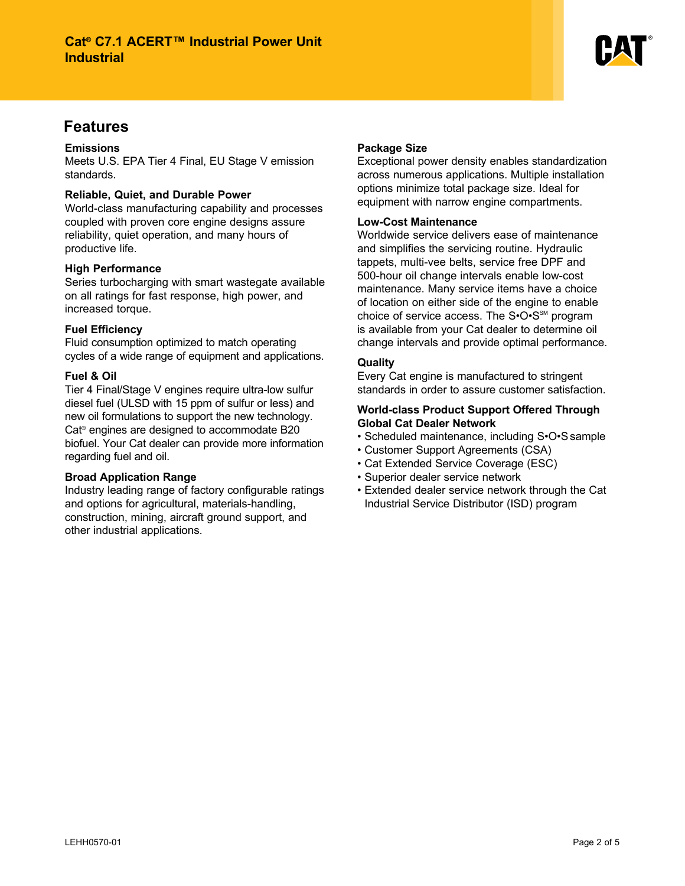## Features

**Emissions**
Meets U.S. EPA Tier 4 Final, EU Stage V emission standards.

**Reliable, Quiet, and Durable Power**
World-class manufacturing capability and processes coupled with proven core engine designs assure reliability, quiet operation, and many hours of productive life.

**High Performance**
Series turbocharging with smart wastegate available on all ratings for fast response, high power, and increased torque.

**Fuel Efficiency**
Fluid consumption optimized to match operating cycles of a wide range of equipment and applications.

**Fuel & Oil**
Tier 4 Final/Stage V engines require ultra-low sulfur diesel fuel (ULSD with 15 ppm of sulfur or less) and new oil formulations to support the new technology. Cat® engines are designed to accommodate B20 biofuel. Your Cat dealer can provide more information regarding fuel and oil.

**Broad Application Range**
Industry leading range of factory configurable ratings and options for agricultural, materials-handling, construction, mining, aircraft ground support, and other industrial applications.

**Package Size**
Exceptional power density enables standardization across numerous applications. Multiple installation options minimize total package size. Ideal for equipment with narrow engine compartments.

**Low-Cost Maintenance**
Worldwide service delivers ease of maintenance and simplifies the servicing routine. Hydraulic tappets, multi-vee belts, service free DPF and 500-hour oil change intervals enable low-cost maintenance. Many service items have a choice of location on either side of the engine to enable choice of service access. The S•O•S℠ program is available from your Cat dealer to determine oil change intervals and provide optimal performance.

**Quality**
Every Cat engine is manufactured to stringent standards in order to assure customer satisfaction.

**World-class Product Support Offered Through Global Cat Dealer Network**

- Scheduled maintenance, including S•O•S sample
- Customer Support Agreements (CSA)
- Cat Extended Service Coverage (ESC)
- Superior dealer service network
- Extended dealer service network through the Cat Industrial Service Distributor (ISD) program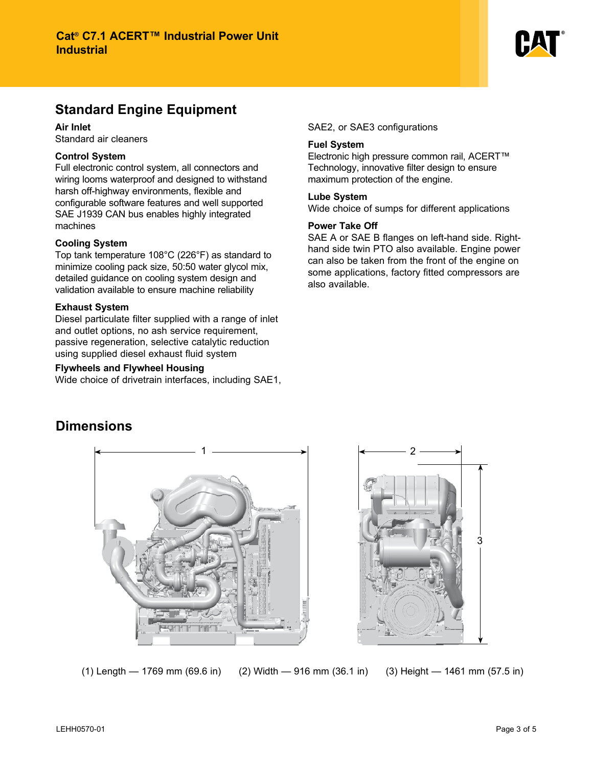# Cat® C7.1 ACERT™ Industrial Power Unit
Industrial

## Standard Engine Equipment

**Air Inlet**
Standard air cleaners

**Control System**
Full electronic control system, all connectors and wiring looms waterproof and designed to withstand harsh off-highway environments, flexible and configurable software features and well supported SAE J1939 CAN bus enables highly integrated machines

**Cooling System**
Top tank temperature 108°C (226°F) as standard to minimize cooling pack size, 50:50 water glycol mix, detailed guidance on cooling system design and validation available to ensure machine reliability

**Exhaust System**
Diesel particulate filter supplied with a range of inlet and outlet options, no ash service requirement, passive regeneration, selective catalytic reduction using supplied diesel exhaust fluid system

**Flywheels and Flywheel Housing**
Wide choice of drivetrain interfaces, including SAE1, SAE2, or SAE3 configurations

**Fuel System**
Electronic high pressure common rail, ACERT™ Technology, innovative filter design to ensure maximum protection of the engine.

**Lube System**
Wide choice of sumps for different applications

**Power Take Off**
SAE A or SAE B flanges on left-hand side. Right-hand side twin PTO also available. Engine power can also be taken from the front of the engine on some applications, factory fitted compressors are also available.

## Dimensions

(1) Length — 1769 mm (69.6 in) (2) Width — 916 mm (36.1 in) (3) Height — 1461 mm (57.5 in)

LEHH0570-01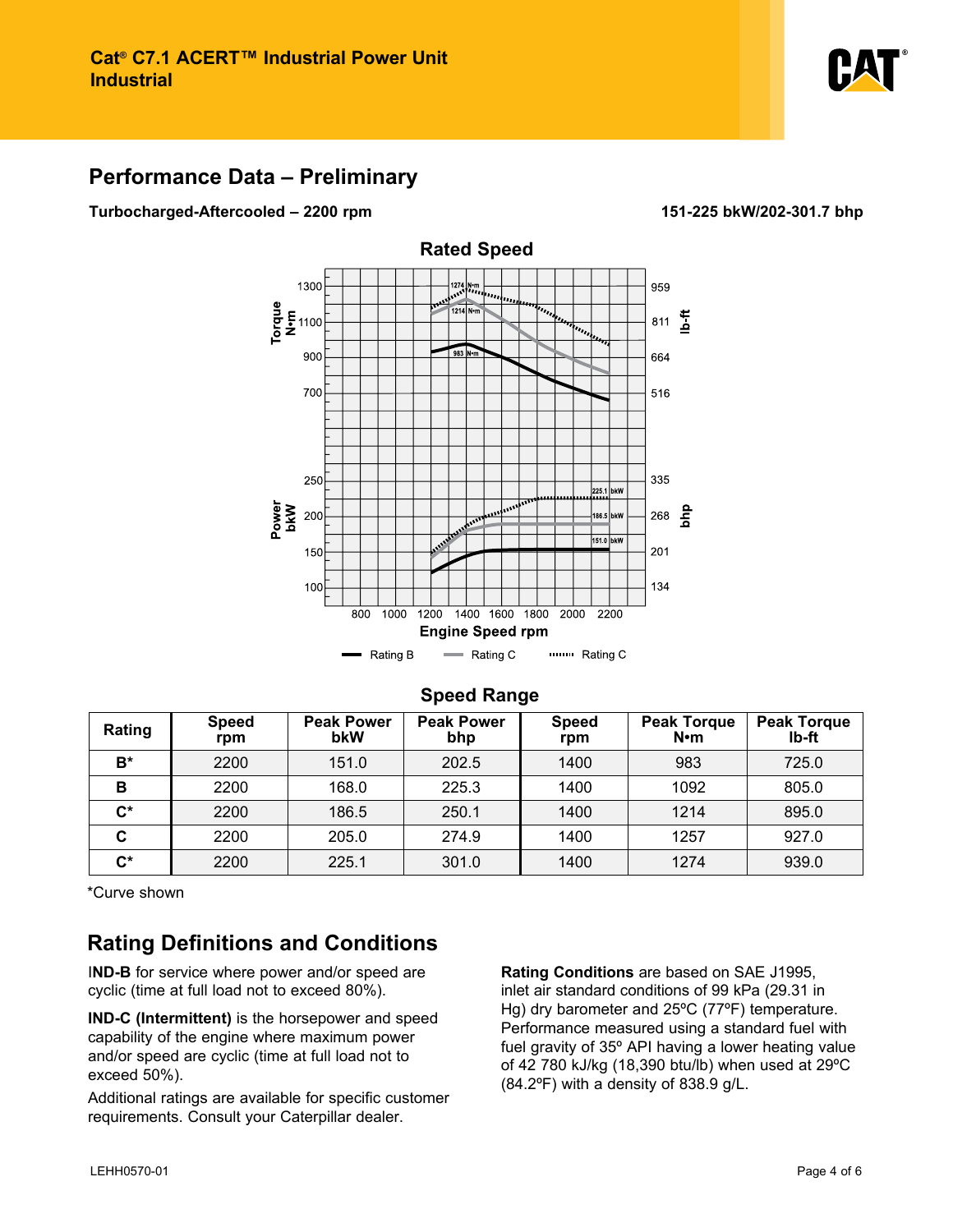# Cat® C7.1 ACERT™ Industrial Power Unit
Industrial

## Performance Data – Preliminary

**Turbocharged-Aftercooled – 2200 rpm** **151-225 bkW/202-301.7 bhp**

### Rated Speed

Rating B — Rating C — Rating C

### Speed Range

| Rating | Speed rpm | Peak Power bkW | Peak Power bhp | Speed rpm | Peak Torque N•m | Peak Torque lb-ft |
|---|---|---|---|---|---|---|
| B* | 2200 | 151.0 | 202.5 | 1400 | 983 | 725.0 |
| B | 2200 | 168.0 | 225.3 | 1400 | 1092 | 805.0 |
| C* | 2200 | 186.5 | 250.1 | 1400 | 1214 | 895.0 |
| C | 2200 | 205.0 | 274.9 | 1400 | 1257 | 927.0 |
| C* | 2200 | 225.1 | 301.0 | 1400 | 1274 | 939.0 |

*Curve shown

## Rating Definitions and Conditions

**IND-B** for service where power and/or speed are cyclic (time at full load not to exceed 80%).

**IND-C (Intermittent)** is the horsepower and speed capability of the engine where maximum power and/or speed are cyclic (time at full load not to exceed 50%).

Additional ratings are available for specific customer requirements. Consult your Caterpillar dealer.

**Rating Conditions** are based on SAE J1995, inlet air standard conditions of 99 kPa (29.31 in Hg) dry barometer and 25ºC (77ºF) temperature. Performance measured using a standard fuel with fuel gravity of 35º API having a lower heating value of 42 780 kJ/kg (18,390 btu/lb) when used at 29ºC (84.2ºF) with a density of 838.9 g/L.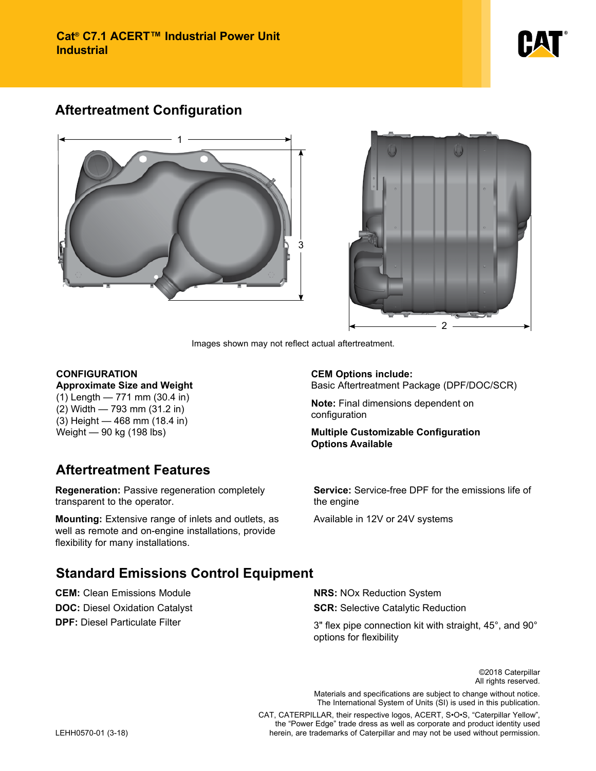## Aftertreatment Configuration

1

3

2

Images shown may not reflect actual aftertreatment.

**CONFIGURATION**
**Approximate Size and Weight**
(1) Length — 771 mm (30.4 in)
(2) Width — 793 mm (31.2 in)
(3) Height — 468 mm (18.4 in)
Weight — 90 kg (198 lbs)

**CEM Options include:**
Basic Aftertreatment Package (DPF/DOC/SCR)

**Note:** Final dimensions dependent on configuration

**Multiple Customizable Configuration Options Available**

## Aftertreatment Features

**Regeneration:** Passive regeneration completely transparent to the operator.

**Mounting:** Extensive range of inlets and outlets, as well as remote and on-engine installations, provide flexibility for many installations.

**Service:** Service-free DPF for the emissions life of the engine

Available in 12V or 24V systems

## Standard Emissions Control Equipment

**CEM:** Clean Emissions Module

**DOC:** Diesel Oxidation Catalyst

**DPF:** Diesel Particulate Filter

**NRS:** NOx Reduction System

**SCR:** Selective Catalytic Reduction

3" flex pipe connection kit with straight, 45°, and 90° options for flexibility

©2018 Caterpillar
All rights reserved.

Materials and specifications are subject to change without notice.
The International System of Units (SI) is used in this publication.

CAT, CATERPILLAR, their respective logos, ACERT, S•O•S, "Caterpillar Yellow", the "Power Edge" trade dress as well as corporate and product identity used herein, are trademarks of Caterpillar and may not be used without permission.

LEHH0570-01 (3-18)